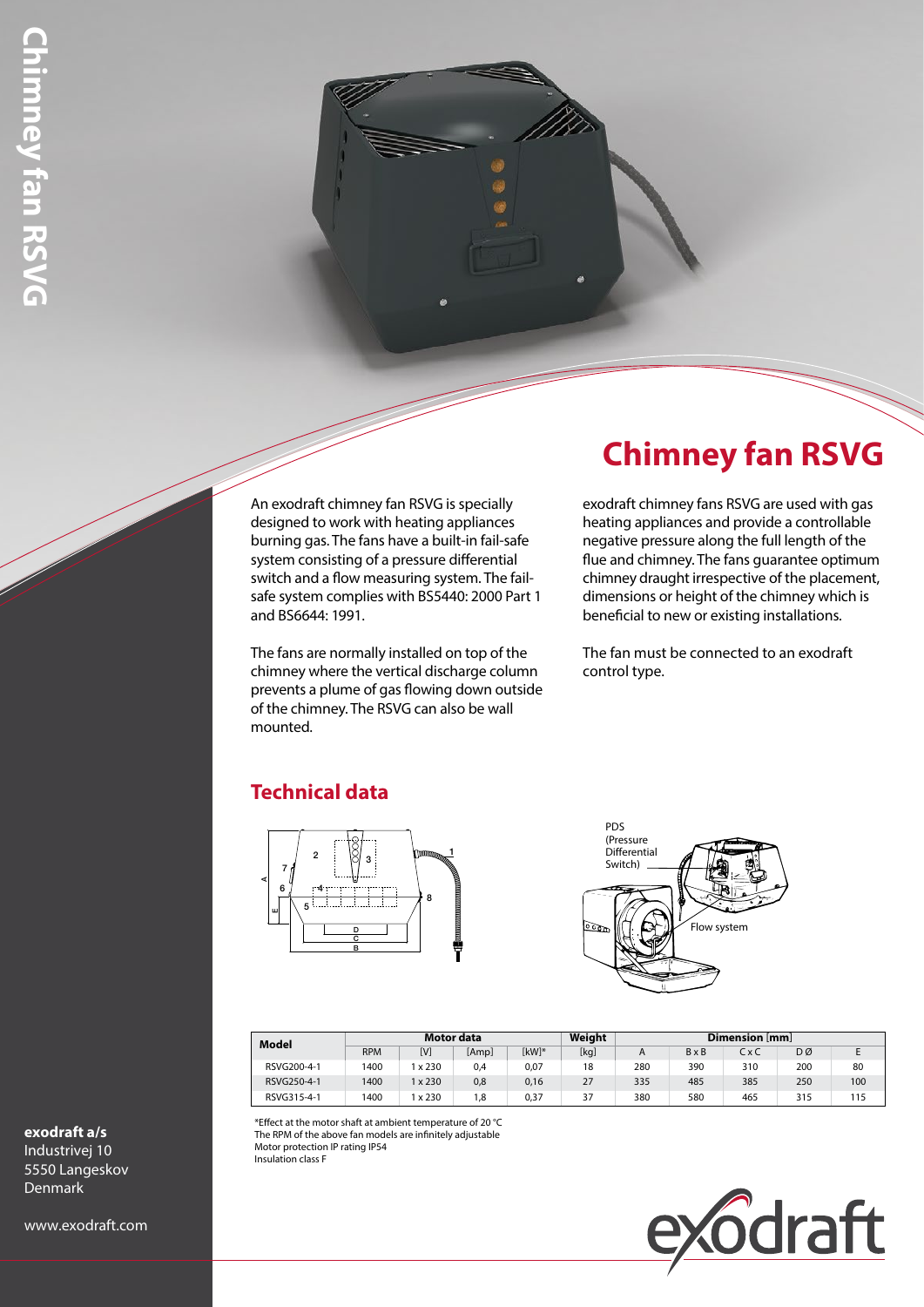# Chimney fan RSVG

An exodraft chimney fan RSVG is specially designed to work with heating appliances burning gas. The fans have a built-in fail-safe system consisting of a pressure differential switch and a flow measuring system. The fail-safe system complies with BS5440: 2000 Part 1 and BS6644: 1991.

The fans are normally installed on top of the chimney where the vertical discharge column prevents a plume of gas flowing down outside of the chimney. The RSVG can also be wall mounted.

exodraft chimney fans RSVG are used with gas heating appliances and provide a controllable negative pressure along the full length of the flue and chimney. The fans guarantee optimum chimney draught irrespective of the placement, dimensions or height of the chimney which is beneficial to new or existing installations.

The fan must be connected to an exodraft control type.

## Technical data

PDS (Pressure Differential Switch)

Flow system

| Model | Motor data | | | | Weight | Dimension [mm] | | | | |
|---|---|---|---|---|---|---|---|---|---|---|
| | RPM | [V] | [Amp] | [kW]* | [kg] | A | B x B | C x C | D Ø | E |
| RSVG200-4-1 | 1400 | 1 x 230 | 0,4 | 0,07 | 18 | 280 | 390 | 310 | 200 | 80 |
| RSVG250-4-1 | 1400 | 1 x 230 | 0,8 | 0,16 | 27 | 335 | 485 | 385 | 250 | 100 |
| RSVG315-4-1 | 1400 | 1 x 230 | 1,8 | 0,37 | 37 | 380 | 580 | 465 | 315 | 115 |

*Effect at the motor shaft at ambient temperature of 20 °C
The RPM of the above fan models are infinitely adjustable
Motor protection IP rating IP54
Insulation class F

**exodraft a/s**
Industrivej 10
5550 Langeskov
Denmark

www.exodraft.com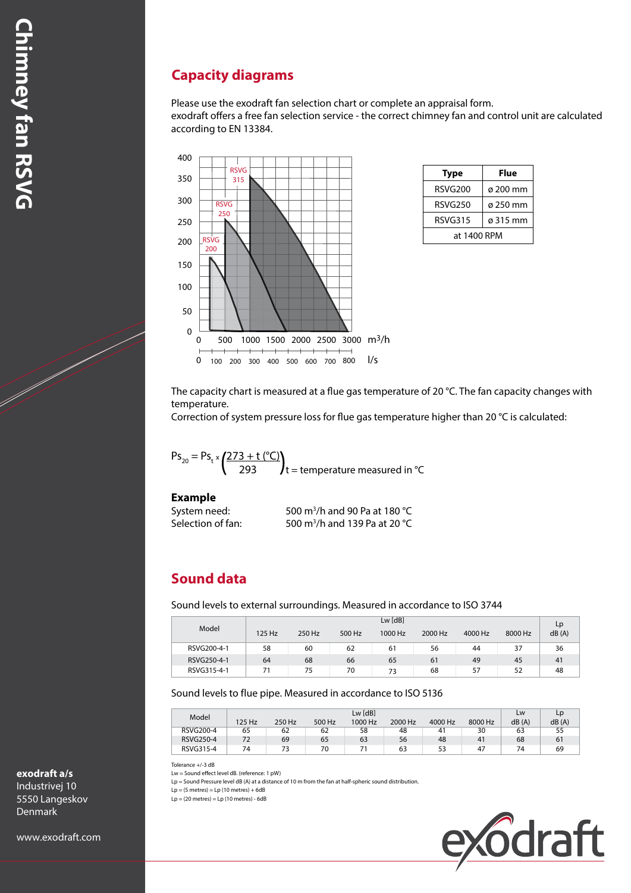## Capacity diagrams

Please use the exodraft fan selection chart or complete an appraisal form.
exodraft offers a free fan selection service - the correct chimney fan and control unit are calculated according to EN 13384.

400
350
300
250
200
150
100
50
0

RSVG 315
RSVG 250
RSVG 200

0 500 1000 1500 2000 2500 3000 m³/h

0 100 200 300 400 500 600 700 800 l/s

| Type | Flue |
|---|---|
| RSVG200 | ø 200 mm |
| RSVG250 | ø 250 mm |
| RSVG315 | ø 315 mm |
| at 1400 RPM | |

The capacity chart is measured at a flue gas temperature of 20 °C. The fan capacity changes with temperature.
Correction of system pressure loss for flue gas temperature higher than 20 °C is calculated:

$$Ps_{20} = Ps_t \times \left(\frac{273 + t\,(°C)}{293}\right)$$

t = temperature measured in °C

**Example**

System need: 500 m³/h and 90 Pa at 180 °C
Selection of fan: 500 m³/h and 139 Pa at 20 °C

## Sound data

Sound levels to external surroundings. Measured in accordance to ISO 3744

| Model | Lw [dB] | | | | | | | Lp |
|---|---|---|---|---|---|---|---|---|
| | 125 Hz | 250 Hz | 500 Hz | 1000 Hz | 2000 Hz | 4000 Hz | 8000 Hz | dB (A) |
| RSVG200-4-1 | 58 | 60 | 62 | 61 | 56 | 44 | 37 | 36 |
| RSVG250-4-1 | 64 | 68 | 66 | 65 | 61 | 49 | 45 | 41 |
| RSVG315-4-1 | 71 | 75 | 70 | 73 | 68 | 57 | 52 | 48 |

Sound levels to flue pipe. Measured in accordance to ISO 5136

| Model | Lw [dB] | | | | | | | Lw | Lp |
|---|---|---|---|---|---|---|---|---|---|
| | 125 Hz | 250 Hz | 500 Hz | 1000 Hz | 2000 Hz | 4000 Hz | 8000 Hz | dB (A) | dB (A) |
| RSVG200-4 | 65 | 62 | 62 | 58 | 48 | 41 | 30 | 63 | 55 |
| RSVG250-4 | 72 | 69 | 65 | 63 | 56 | 48 | 41 | 68 | 61 |
| RSVG315-4 | 74 | 73 | 70 | 71 | 63 | 53 | 47 | 74 | 69 |

Tolerance +/-3 dB
Lw = Sound effect level dB. (reference: 1 pW)
Lp = Sound Pressure level dB (A) at a distance of 10 m from the fan at half-spheric sound distribution.
Lp = (5 metres) = Lp (10 metres) + 6dB
Lp = (20 metres) = Lp (10 metres) - 6dB

**exodraft a/s**
Industrivej 10
5550 Langeskov
Denmark

www.exodraft.com